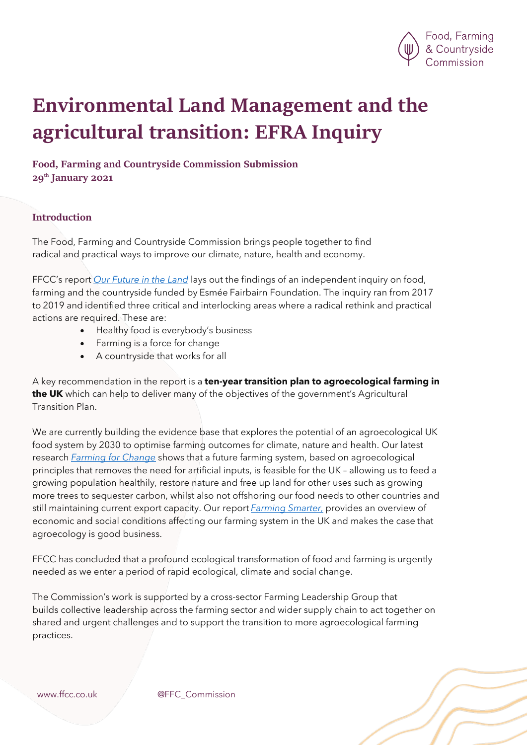# Environmental Land Management and the agricultural transition: EFRA Inquiry

**Food, Farming and Countryside Commission Submission**
**29th January 2021**

## Introduction

The Food, Farming and Countryside Commission brings people together to find radical and practical ways to improve our climate, nature, health and economy.

FFCC's report *Our Future in the Land* lays out the findings of an independent inquiry on food, farming and the countryside funded by Esmée Fairbairn Foundation. The inquiry ran from 2017 to 2019 and identified three critical and interlocking areas where a radical rethink and practical actions are required. These are:

- Healthy food is everybody's business
- Farming is a force for change
- A countryside that works for all

A key recommendation in the report is a **ten-year transition plan to agroecological farming in the UK** which can help to deliver many of the objectives of the government's Agricultural Transition Plan.

We are currently building the evidence base that explores the potential of an agroecological UK food system by 2030 to optimise farming outcomes for climate, nature and health. Our latest research *Farming for Change* shows that a future farming system, based on agroecological principles that removes the need for artificial inputs, is feasible for the UK – allowing us to feed a growing population healthily, restore nature and free up land for other uses such as growing more trees to sequester carbon, whilst also not offshoring our food needs to other countries and still maintaining current export capacity. Our report *Farming Smarter,* provides an overview of economic and social conditions affecting our farming system in the UK and makes the case that agroecology is good business.

FFCC has concluded that a profound ecological transformation of food and farming is urgently needed as we enter a period of rapid ecological, climate and social change.

The Commission's work is supported by a cross-sector Farming Leadership Group that builds collective leadership across the farming sector and wider supply chain to act together on shared and urgent challenges and to support the transition to more agroecological farming practices.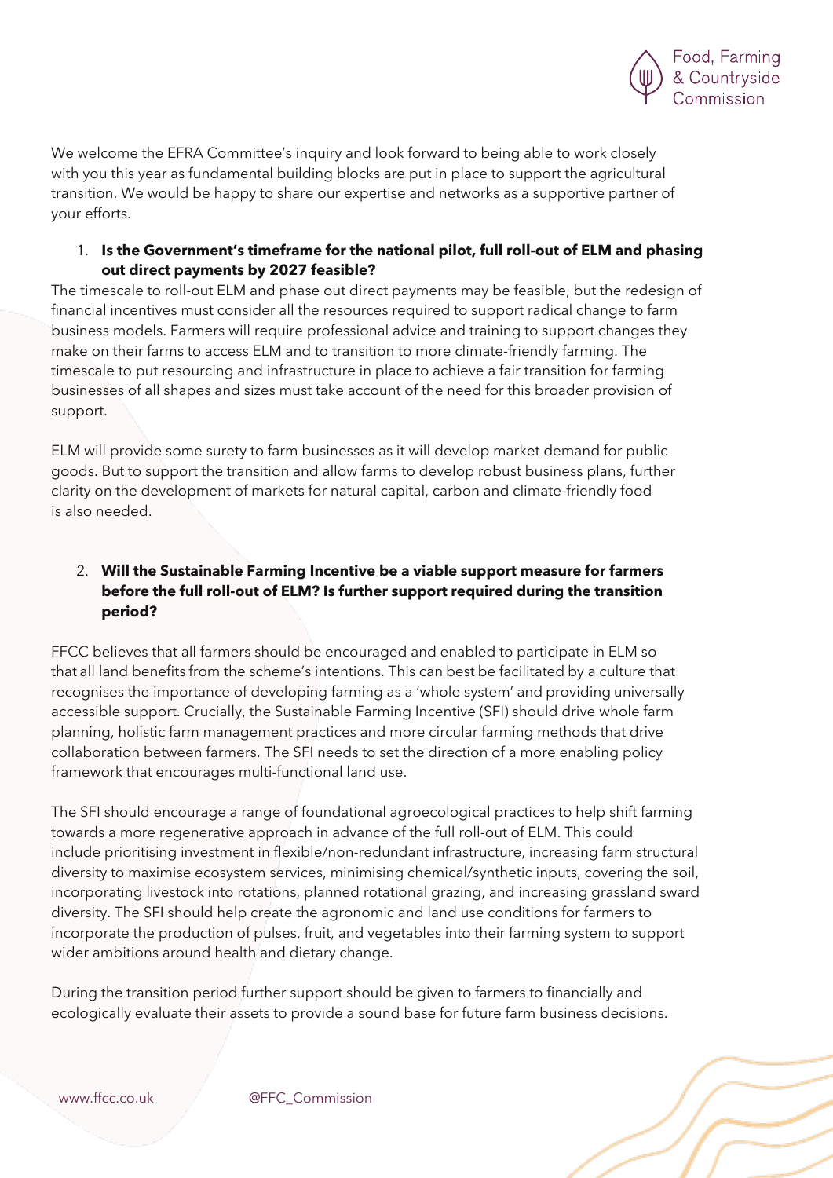We welcome the EFRA Committee's inquiry and look forward to being able to work closely with you this year as fundamental building blocks are put in place to support the agricultural transition. We would be happy to share our expertise and networks as a supportive partner of your efforts.

1. **Is the Government's timeframe for the national pilot, full roll-out of ELM and phasing out direct payments by 2027 feasible?**

The timescale to roll-out ELM and phase out direct payments may be feasible, but the redesign of financial incentives must consider all the resources required to support radical change to farm business models. Farmers will require professional advice and training to support changes they make on their farms to access ELM and to transition to more climate-friendly farming. The timescale to put resourcing and infrastructure in place to achieve a fair transition for farming businesses of all shapes and sizes must take account of the need for this broader provision of support.

ELM will provide some surety to farm businesses as it will develop market demand for public goods. But to support the transition and allow farms to develop robust business plans, further clarity on the development of markets for natural capital, carbon and climate-friendly food is also needed.

2. **Will the Sustainable Farming Incentive be a viable support measure for farmers before the full roll-out of ELM? Is further support required during the transition period?**

FFCC believes that all farmers should be encouraged and enabled to participate in ELM so that all land benefits from the scheme's intentions. This can best be facilitated by a culture that recognises the importance of developing farming as a 'whole system' and providing universally accessible support. Crucially, the Sustainable Farming Incentive (SFI) should drive whole farm planning, holistic farm management practices and more circular farming methods that drive collaboration between farmers. The SFI needs to set the direction of a more enabling policy framework that encourages multi-functional land use.

The SFI should encourage a range of foundational agroecological practices to help shift farming towards a more regenerative approach in advance of the full roll-out of ELM. This could include prioritising investment in flexible/non-redundant infrastructure, increasing farm structural diversity to maximise ecosystem services, minimising chemical/synthetic inputs, covering the soil, incorporating livestock into rotations, planned rotational grazing, and increasing grassland sward diversity. The SFI should help create the agronomic and land use conditions for farmers to incorporate the production of pulses, fruit, and vegetables into their farming system to support wider ambitions around health and dietary change.

During the transition period further support should be given to farmers to financially and ecologically evaluate their assets to provide a sound base for future farm business decisions.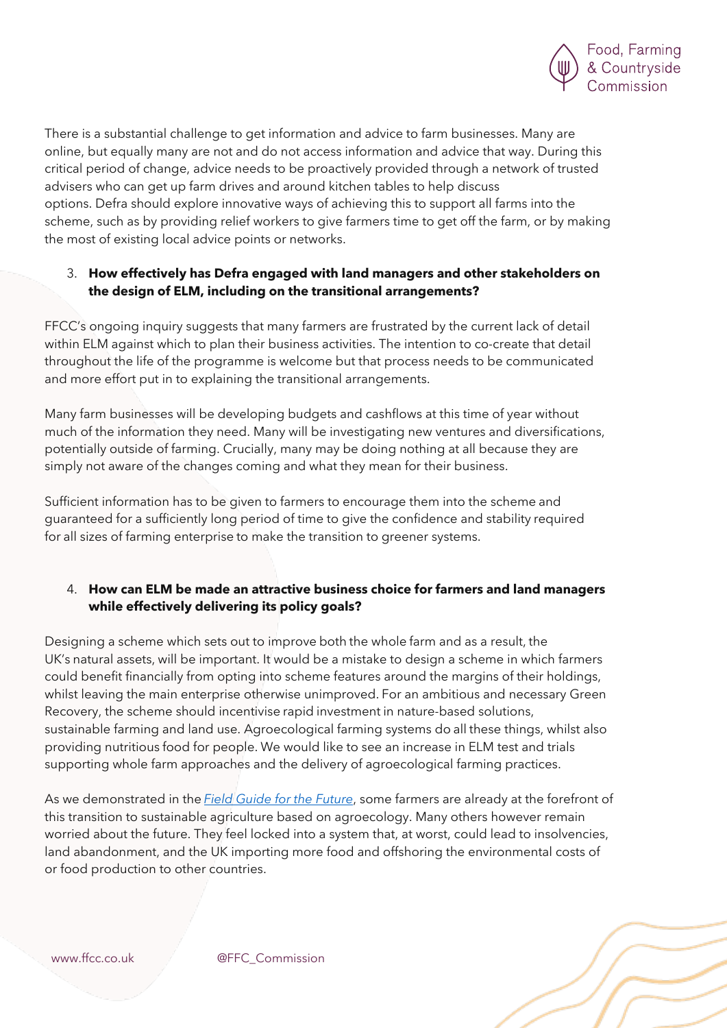There is a substantial challenge to get information and advice to farm businesses. Many are online, but equally many are not and do not access information and advice that way. During this critical period of change, advice needs to be proactively provided through a network of trusted advisers who can get up farm drives and around kitchen tables to help discuss options. Defra should explore innovative ways of achieving this to support all farms into the scheme, such as by providing relief workers to give farmers time to get off the farm, or by making the most of existing local advice points or networks.

3. **How effectively has Defra engaged with land managers and other stakeholders on the design of ELM, including on the transitional arrangements?**

FFCC's ongoing inquiry suggests that many farmers are frustrated by the current lack of detail within ELM against which to plan their business activities. The intention to co-create that detail throughout the life of the programme is welcome but that process needs to be communicated and more effort put in to explaining the transitional arrangements.

Many farm businesses will be developing budgets and cashflows at this time of year without much of the information they need. Many will be investigating new ventures and diversifications, potentially outside of farming. Crucially, many may be doing nothing at all because they are simply not aware of the changes coming and what they mean for their business.

Sufficient information has to be given to farmers to encourage them into the scheme and guaranteed for a sufficiently long period of time to give the confidence and stability required for all sizes of farming enterprise to make the transition to greener systems.

4. **How can ELM be made an attractive business choice for farmers and land managers while effectively delivering its policy goals?**

Designing a scheme which sets out to improve both the whole farm and as a result, the UK's natural assets, will be important. It would be a mistake to design a scheme in which farmers could benefit financially from opting into scheme features around the margins of their holdings, whilst leaving the main enterprise otherwise unimproved. For an ambitious and necessary Green Recovery, the scheme should incentivise rapid investment in nature-based solutions, sustainable farming and land use. Agroecological farming systems do all these things, whilst also providing nutritious food for people. We would like to see an increase in ELM test and trials supporting whole farm approaches and the delivery of agroecological farming practices.

As we demonstrated in the *Field Guide for the Future*, some farmers are already at the forefront of this transition to sustainable agriculture based on agroecology. Many others however remain worried about the future. They feel locked into a system that, at worst, could lead to insolvencies, land abandonment, and the UK importing more food and offshoring the environmental costs of or food production to other countries.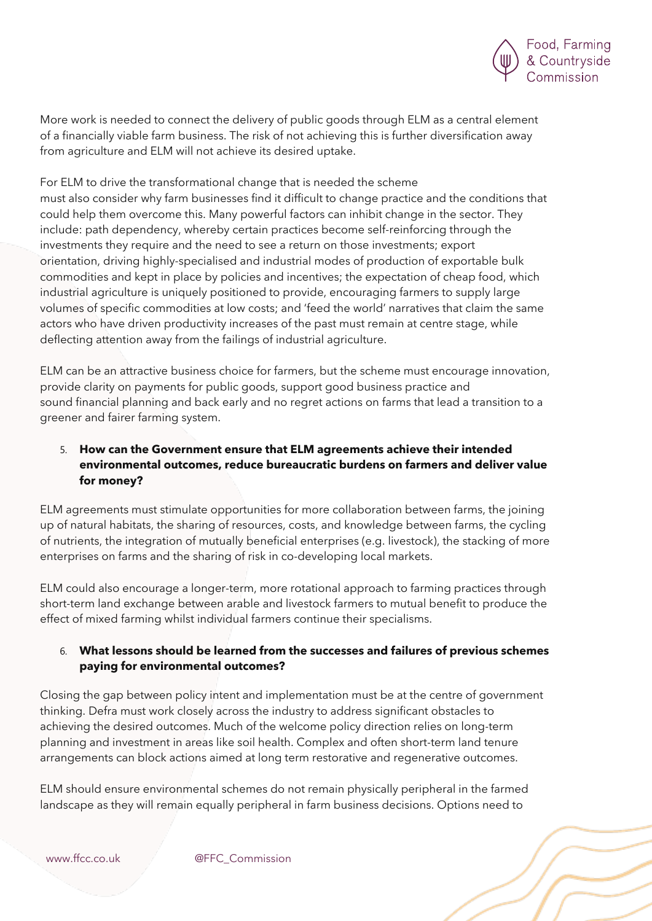More work is needed to connect the delivery of public goods through ELM as a central element of a financially viable farm business. The risk of not achieving this is further diversification away from agriculture and ELM will not achieve its desired uptake.

For ELM to drive the transformational change that is needed the scheme must also consider why farm businesses find it difficult to change practice and the conditions that could help them overcome this. Many powerful factors can inhibit change in the sector. They include: path dependency, whereby certain practices become self-reinforcing through the investments they require and the need to see a return on those investments; export orientation, driving highly-specialised and industrial modes of production of exportable bulk commodities and kept in place by policies and incentives; the expectation of cheap food, which industrial agriculture is uniquely positioned to provide, encouraging farmers to supply large volumes of specific commodities at low costs; and 'feed the world' narratives that claim the same actors who have driven productivity increases of the past must remain at centre stage, while deflecting attention away from the failings of industrial agriculture.

ELM can be an attractive business choice for farmers, but the scheme must encourage innovation, provide clarity on payments for public goods, support good business practice and sound financial planning and back early and no regret actions on farms that lead a transition to a greener and fairer farming system.

5. **How can the Government ensure that ELM agreements achieve their intended environmental outcomes, reduce bureaucratic burdens on farmers and deliver value for money?**

ELM agreements must stimulate opportunities for more collaboration between farms, the joining up of natural habitats, the sharing of resources, costs, and knowledge between farms, the cycling of nutrients, the integration of mutually beneficial enterprises (e.g. livestock), the stacking of more enterprises on farms and the sharing of risk in co-developing local markets.

ELM could also encourage a longer-term, more rotational approach to farming practices through short-term land exchange between arable and livestock farmers to mutual benefit to produce the effect of mixed farming whilst individual farmers continue their specialisms.

6. **What lessons should be learned from the successes and failures of previous schemes paying for environmental outcomes?**

Closing the gap between policy intent and implementation must be at the centre of government thinking. Defra must work closely across the industry to address significant obstacles to achieving the desired outcomes. Much of the welcome policy direction relies on long-term planning and investment in areas like soil health. Complex and often short-term land tenure arrangements can block actions aimed at long term restorative and regenerative outcomes.

ELM should ensure environmental schemes do not remain physically peripheral in the farmed landscape as they will remain equally peripheral in farm business decisions. Options need to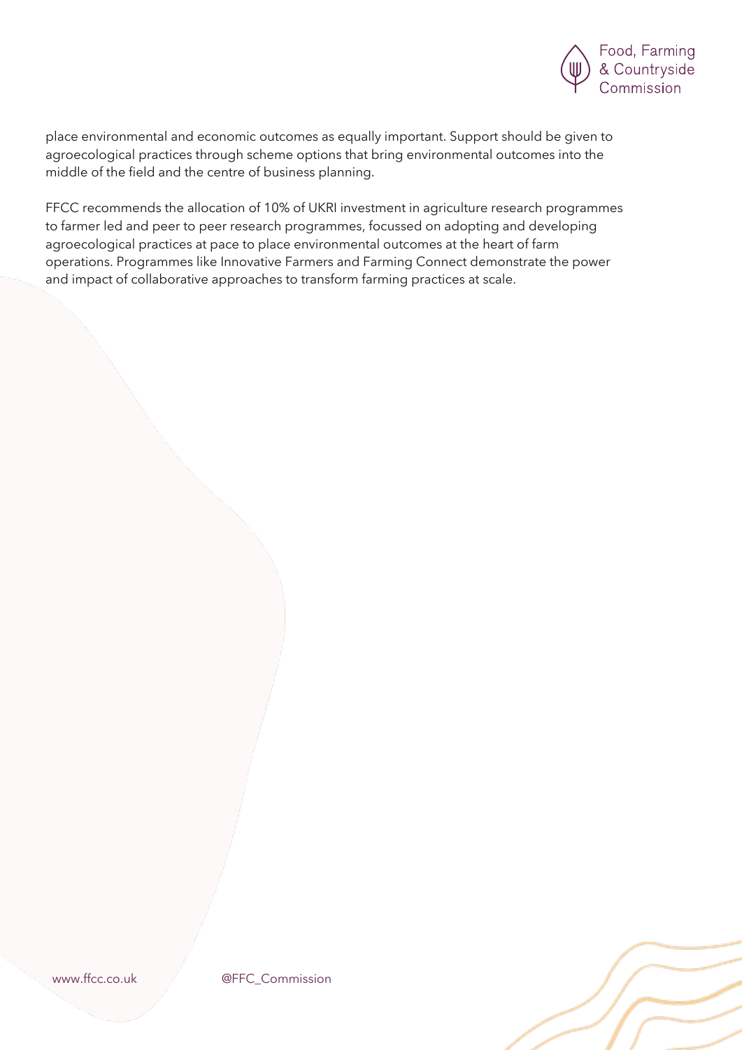place environmental and economic outcomes as equally important. Support should be given to agroecological practices through scheme options that bring environmental outcomes into the middle of the field and the centre of business planning.

FFCC recommends the allocation of 10% of UKRI investment in agriculture research programmes to farmer led and peer to peer research programmes, focussed on adopting and developing agroecological practices at pace to place environmental outcomes at the heart of farm operations. Programmes like Innovative Farmers and Farming Connect demonstrate the power and impact of collaborative approaches to transform farming practices at scale.